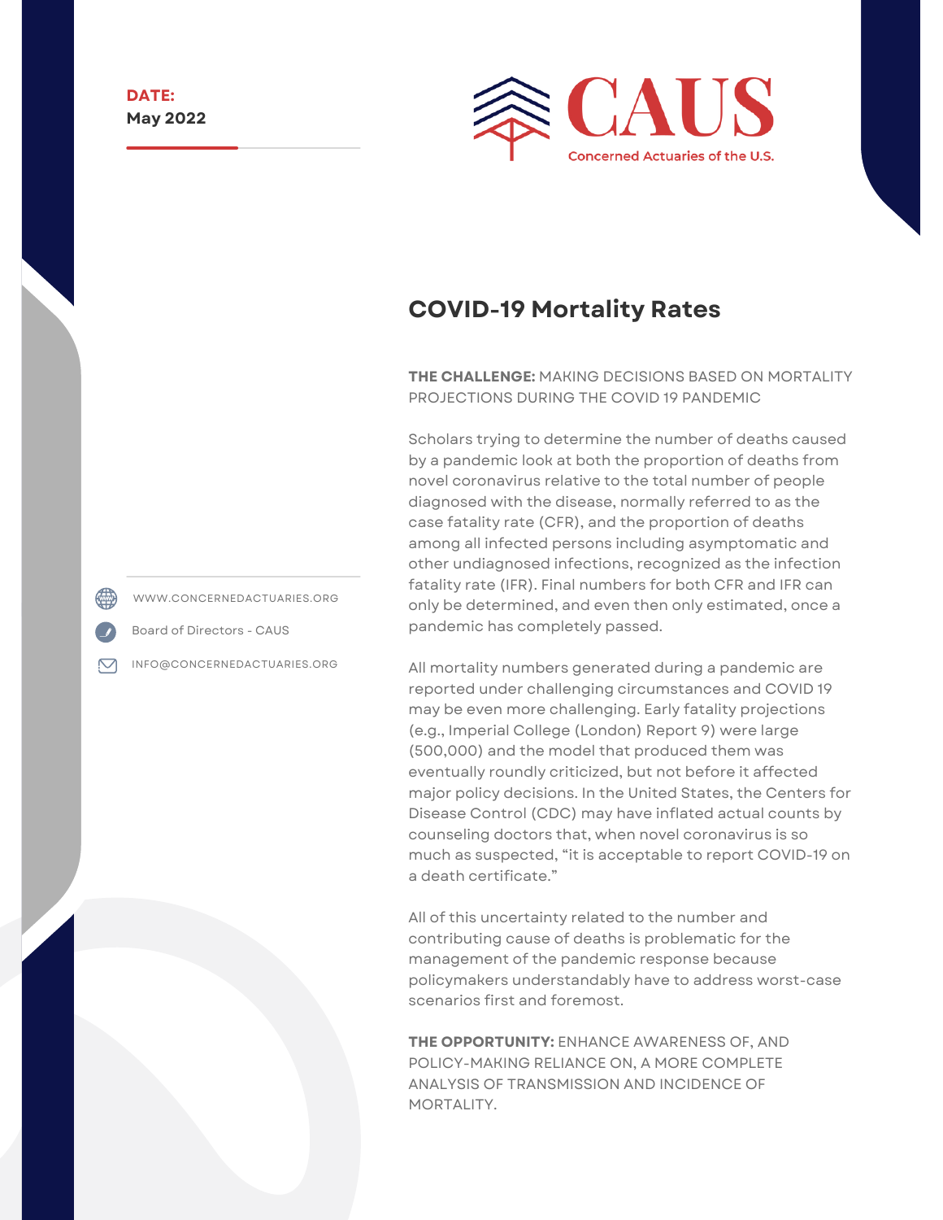**DATE:**
**May 2022**

CAUS
Concerned Actuaries of the U.S.

WWW.CONCERNEDACTUARIES.ORG

Board of Directors - CAUS

INFO@CONCERNEDACTUARIES.ORG

# COVID-19 Mortality Rates

**THE CHALLENGE:** MAKING DECISIONS BASED ON MORTALITY PROJECTIONS DURING THE COVID 19 PANDEMIC

Scholars trying to determine the number of deaths caused by a pandemic look at both the proportion of deaths from novel coronavirus relative to the total number of people diagnosed with the disease, normally referred to as the case fatality rate (CFR), and the proportion of deaths among all infected persons including asymptomatic and other undiagnosed infections, recognized as the infection fatality rate (IFR). Final numbers for both CFR and IFR can only be determined, and even then only estimated, once a pandemic has completely passed.

All mortality numbers generated during a pandemic are reported under challenging circumstances and COVID 19 may be even more challenging. Early fatality projections (e.g., Imperial College (London) Report 9) were large (500,000) and the model that produced them was eventually roundly criticized, but not before it affected major policy decisions. In the United States, the Centers for Disease Control (CDC) may have inflated actual counts by counseling doctors that, when novel coronavirus is so much as suspected, "it is acceptable to report COVID-19 on a death certificate."

All of this uncertainty related to the number and contributing cause of deaths is problematic for the management of the pandemic response because policymakers understandably have to address worst-case scenarios first and foremost.

**THE OPPORTUNITY:** ENHANCE AWARENESS OF, AND POLICY-MAKING RELIANCE ON, A MORE COMPLETE ANALYSIS OF TRANSMISSION AND INCIDENCE OF MORTALITY.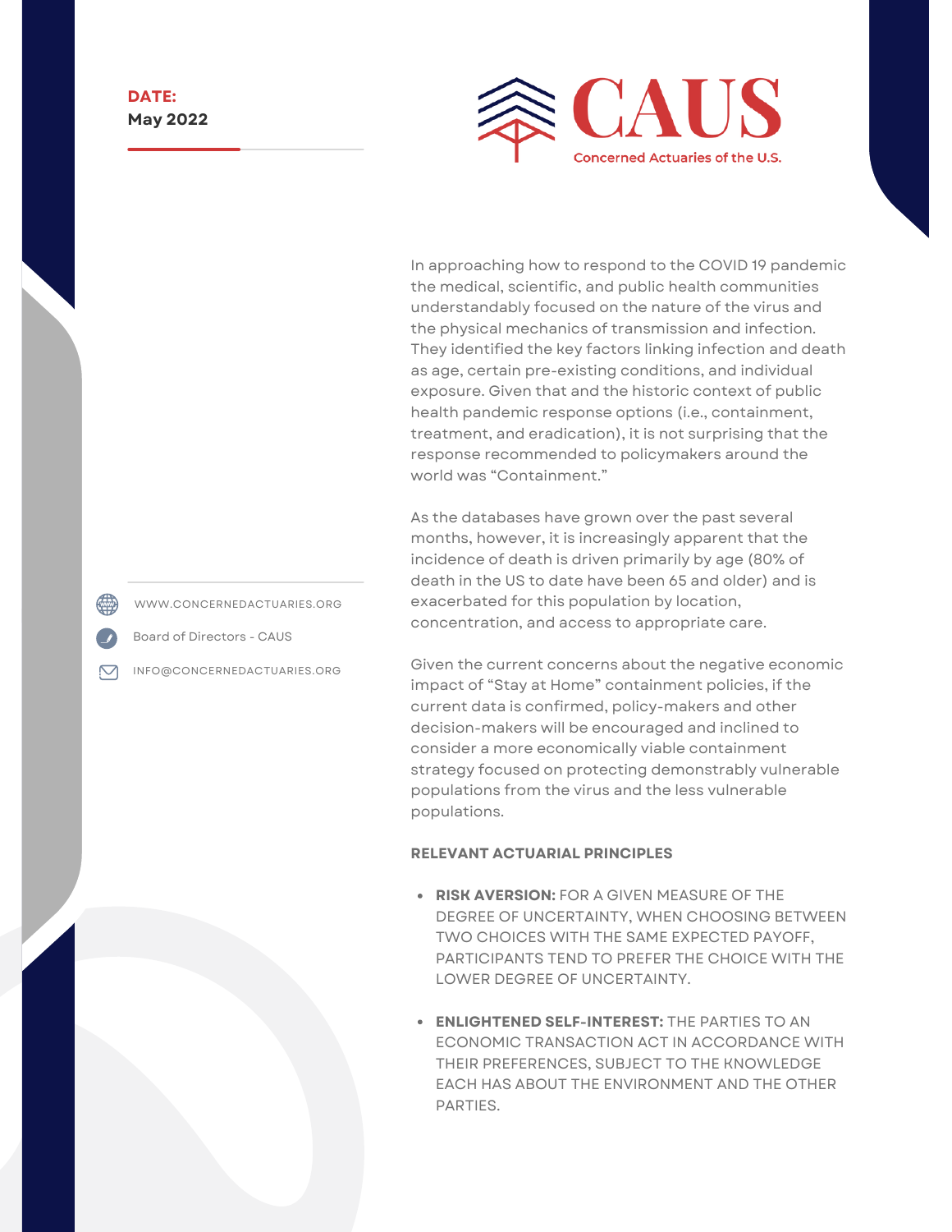**DATE:**
**May 2022**

CAUS
Concerned Actuaries of the U.S.

WWW.CONCERNEDACTUARIES.ORG

Board of Directors - CAUS

INFO@CONCERNEDACTUARIES.ORG

In approaching how to respond to the COVID 19 pandemic the medical, scientific, and public health communities understandably focused on the nature of the virus and the physical mechanics of transmission and infection. They identified the key factors linking infection and death as age, certain pre-existing conditions, and individual exposure. Given that and the historic context of public health pandemic response options (i.e., containment, treatment, and eradication), it is not surprising that the response recommended to policymakers around the world was "Containment."

As the databases have grown over the past several months, however, it is increasingly apparent that the incidence of death is driven primarily by age (80% of death in the US to date have been 65 and older) and is exacerbated for this population by location, concentration, and access to appropriate care.

Given the current concerns about the negative economic impact of "Stay at Home" containment policies, if the current data is confirmed, policy-makers and other decision-makers will be encouraged and inclined to consider a more economically viable containment strategy focused on protecting demonstrably vulnerable populations from the virus and the less vulnerable populations.

**RELEVANT ACTUARIAL PRINCIPLES**

- **RISK AVERSION:** FOR A GIVEN MEASURE OF THE DEGREE OF UNCERTAINTY, WHEN CHOOSING BETWEEN TWO CHOICES WITH THE SAME EXPECTED PAYOFF, PARTICIPANTS TEND TO PREFER THE CHOICE WITH THE LOWER DEGREE OF UNCERTAINTY.

- **ENLIGHTENED SELF-INTEREST:** THE PARTIES TO AN ECONOMIC TRANSACTION ACT IN ACCORDANCE WITH THEIR PREFERENCES, SUBJECT TO THE KNOWLEDGE EACH HAS ABOUT THE ENVIRONMENT AND THE OTHER PARTIES.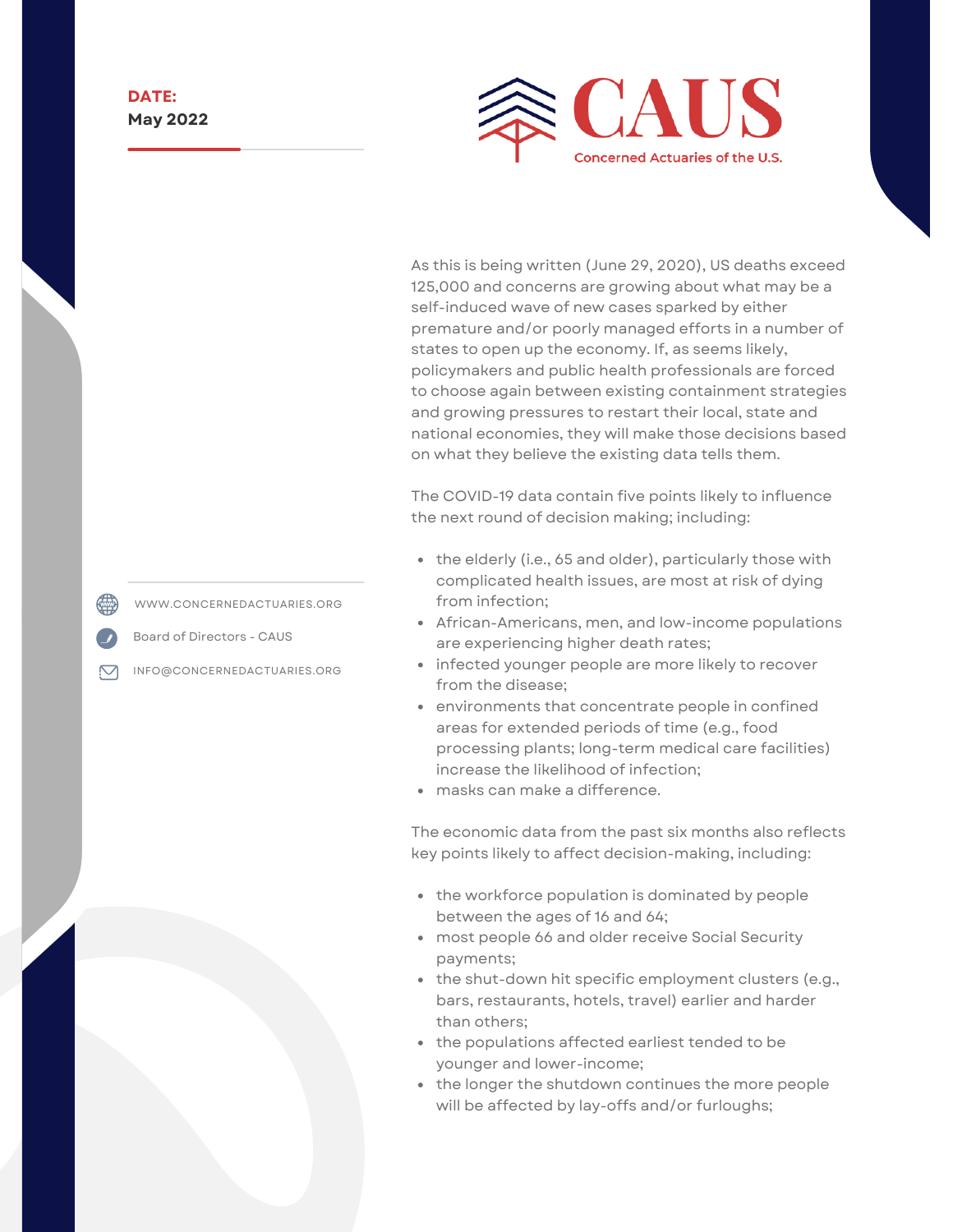**DATE:**
**May 2022**

# CAUS

Concerned Actuaries of the U.S.

WWW.CONCERNEDACTUARIES.ORG

Board of Directors - CAUS

INFO@CONCERNEDACTUARIES.ORG

As this is being written (June 29, 2020), US deaths exceed 125,000 and concerns are growing about what may be a self-induced wave of new cases sparked by either premature and/or poorly managed efforts in a number of states to open up the economy. If, as seems likely, policymakers and public health professionals are forced to choose again between existing containment strategies and growing pressures to restart their local, state and national economies, they will make those decisions based on what they believe the existing data tells them.

The COVID-19 data contain five points likely to influence the next round of decision making; including:

- the elderly (i.e., 65 and older), particularly those with complicated health issues, are most at risk of dying from infection;
- African-Americans, men, and low-income populations are experiencing higher death rates;
- infected younger people are more likely to recover from the disease;
- environments that concentrate people in confined areas for extended periods of time (e.g., food processing plants; long-term medical care facilities) increase the likelihood of infection;
- masks can make a difference.

The economic data from the past six months also reflects key points likely to affect decision-making, including:

- the workforce population is dominated by people between the ages of 16 and 64;
- most people 66 and older receive Social Security payments;
- the shut-down hit specific employment clusters (e.g., bars, restaurants, hotels, travel) earlier and harder than others;
- the populations affected earliest tended to be younger and lower-income;
- the longer the shutdown continues the more people will be affected by lay-offs and/or furloughs;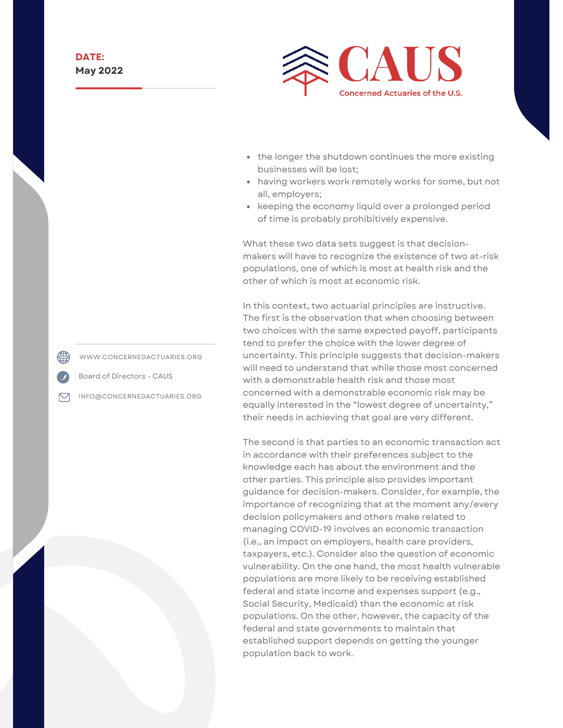- the longer the shutdown continues the more existing businesses will be lost;
- having workers work remotely works for some, but not all, employers;
- keeping the economy liquid over a prolonged period of time is probably prohibitively expensive.

What these two data sets suggest is that decision-makers will have to recognize the existence of two at-risk populations, one of which is most at health risk and the other of which is most at economic risk.

In this context, two actuarial principles are instructive. The first is the observation that when choosing between two choices with the same expected payoff, participants tend to prefer the choice with the lower degree of uncertainty. This principle suggests that decision-makers will need to understand that while those most concerned with a demonstrable health risk and those most concerned with a demonstrable economic risk may be equally interested in the "lowest degree of uncertainty," their needs in achieving that goal are very different.

The second is that parties to an economic transaction act in accordance with their preferences subject to the knowledge each has about the environment and the other parties. This principle also provides important guidance for decision-makers. Consider, for example, the importance of recognizing that at the moment any/every decision policymakers and others make related to managing COVID-19 involves an economic transaction (i.e., an impact on employers, health care providers, taxpayers, etc.). Consider also the question of economic vulnerability. On the one hand, the most health vulnerable populations are more likely to be receiving established federal and state income and expenses support (e.g., Social Security, Medicaid) than the economic at risk populations. On the other, however, the capacity of the federal and state governments to maintain that established support depends on getting the younger population back to work.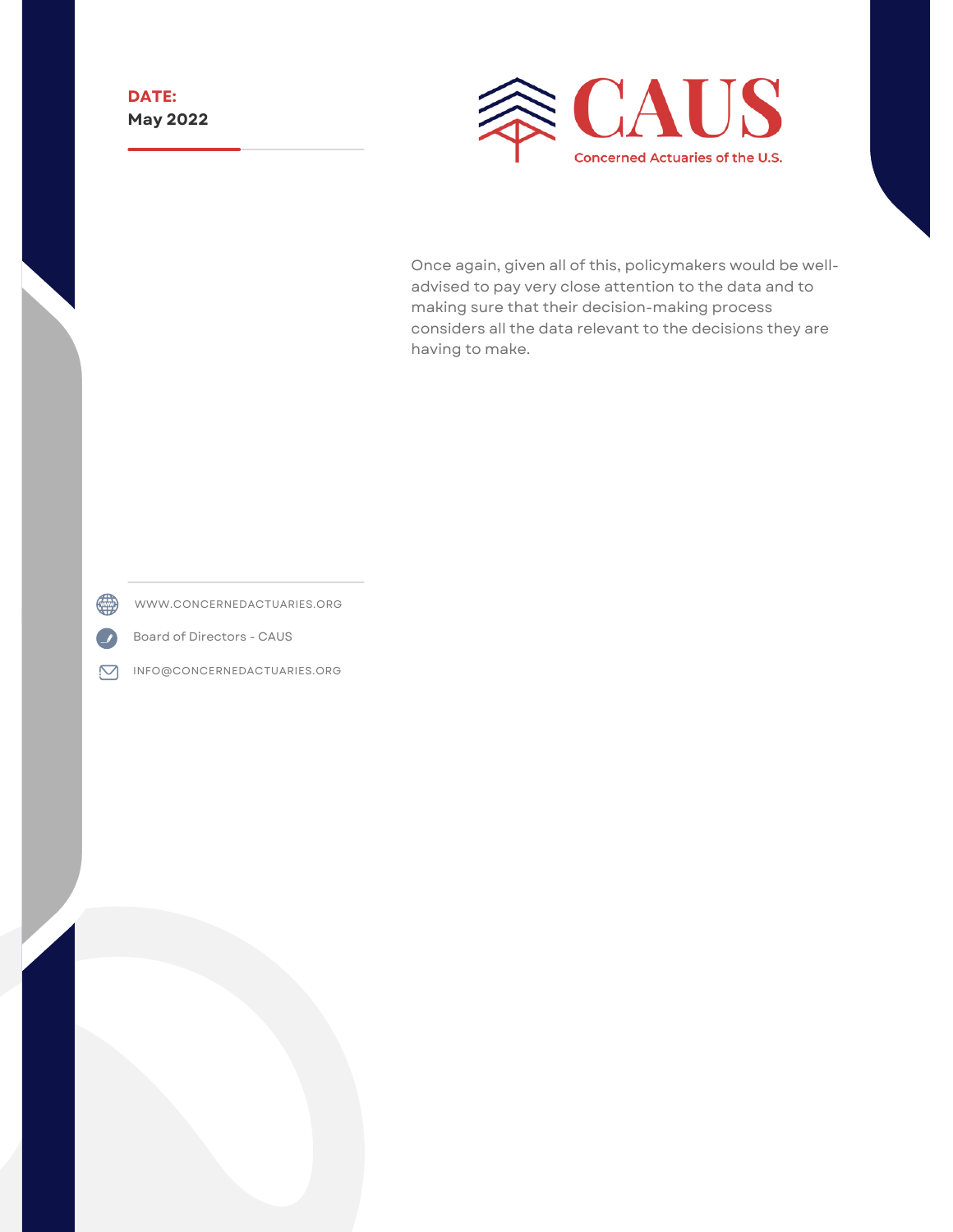**DATE:**
**May 2022**

CAUS

Concerned Actuaries of the U.S.

Once again, given all of this, policymakers would be well-advised to pay very close attention to the data and to making sure that their decision-making process considers all the data relevant to the decisions they are having to make.

WWW.CONCERNEDACTUARIES.ORG

Board of Directors - CAUS

INFO@CONCERNEDACTUARIES.ORG